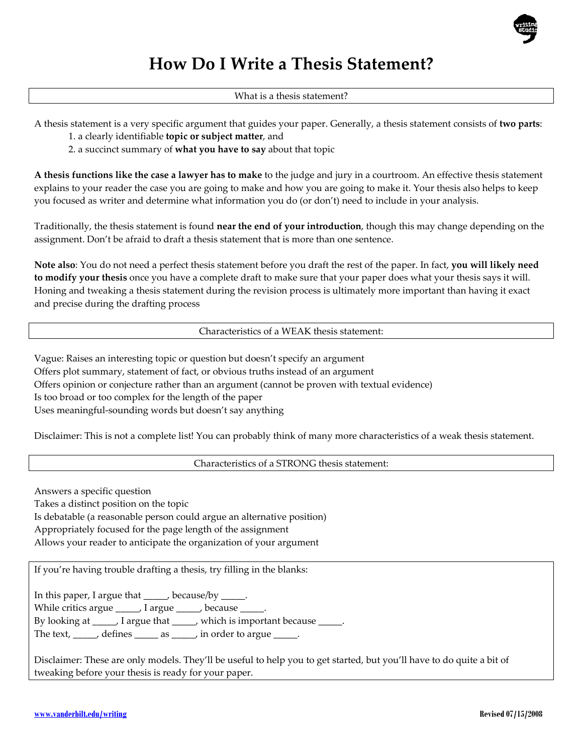# How Do I Write a Thesis Statement?

## What is a thesis statement?

A thesis statement is a very specific argument that guides your paper. Generally, a thesis statement consists of **two parts**:

1. a clearly identifiable **topic or subject matter**, and
2. a succinct summary of **what you have to say** about that topic

**A thesis functions like the case a lawyer has to make** to the judge and jury in a courtroom. An effective thesis statement explains to your reader the case you are going to make and how you are going to make it. Your thesis also helps to keep you focused as writer and determine what information you do (or don't) need to include in your analysis.

Traditionally, the thesis statement is found **near the end of your introduction**, though this may change depending on the assignment. Don't be afraid to draft a thesis statement that is more than one sentence.

**Note also**: You do not need a perfect thesis statement before you draft the rest of the paper. In fact, **you will likely need to modify your thesis** once you have a complete draft to make sure that your paper does what your thesis says it will. Honing and tweaking a thesis statement during the revision process is ultimately more important than having it exact and precise during the drafting process

## Characteristics of a WEAK thesis statement:

Vague: Raises an interesting topic or question but doesn't specify an argument
Offers plot summary, statement of fact, or obvious truths instead of an argument
Offers opinion or conjecture rather than an argument (cannot be proven with textual evidence)
Is too broad or too complex for the length of the paper
Uses meaningful-sounding words but doesn't say anything

Disclaimer: This is not a complete list! You can probably think of many more characteristics of a weak thesis statement.

## Characteristics of a STRONG thesis statement:

Answers a specific question
Takes a distinct position on the topic
Is debatable (a reasonable person could argue an alternative position)
Appropriately focused for the page length of the assignment
Allows your reader to anticipate the organization of your argument

If you're having trouble drafting a thesis, try filling in the blanks:

In this paper, I argue that _____, because/by _____.
While critics argue _____, I argue _____, because _____.
By looking at _____, I argue that _____, which is important because _____.
The text, _____, defines _____ as _____, in order to argue _____.

Disclaimer: These are only models. They'll be useful to help you to get started, but you'll have to do quite a bit of tweaking before your thesis is ready for your paper.

www.vanderbilt.edu/writing

Revised 07/15/2008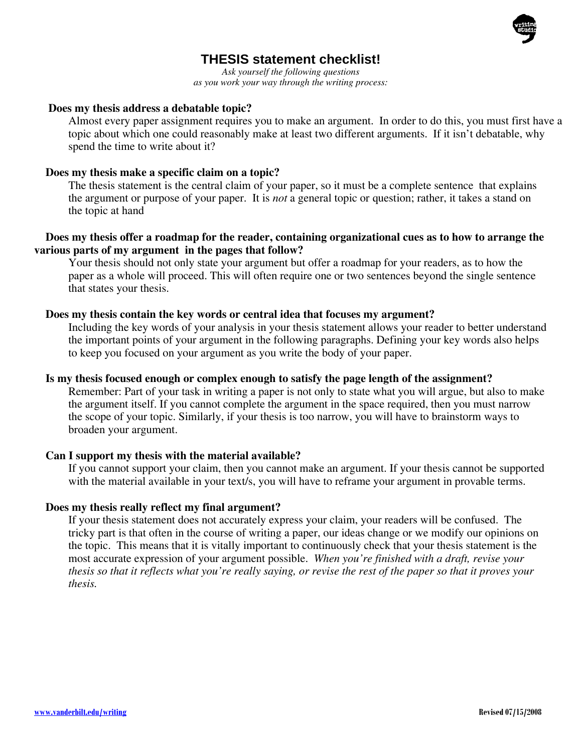# THESIS statement checklist!

*Ask yourself the following questions as you work your way through the writing process:*

**Does my thesis address a debatable topic?**

Almost every paper assignment requires you to make an argument. In order to do this, you must first have a topic about which one could reasonably make at least two different arguments. If it isn't debatable, why spend the time to write about it?

**Does my thesis make a specific claim on a topic?**

The thesis statement is the central claim of your paper, so it must be a complete sentence that explains the argument or purpose of your paper. It is *not* a general topic or question; rather, it takes a stand on the topic at hand

**Does my thesis offer a roadmap for the reader, containing organizational cues as to how to arrange the various parts of my argument in the pages that follow?**

Your thesis should not only state your argument but offer a roadmap for your readers, as to how the paper as a whole will proceed. This will often require one or two sentences beyond the single sentence that states your thesis.

**Does my thesis contain the key words or central idea that focuses my argument?**

Including the key words of your analysis in your thesis statement allows your reader to better understand the important points of your argument in the following paragraphs. Defining your key words also helps to keep you focused on your argument as you write the body of your paper.

**Is my thesis focused enough or complex enough to satisfy the page length of the assignment?**

Remember: Part of your task in writing a paper is not only to state what you will argue, but also to make the argument itself. If you cannot complete the argument in the space required, then you must narrow the scope of your topic. Similarly, if your thesis is too narrow, you will have to brainstorm ways to broaden your argument.

**Can I support my thesis with the material available?**

If you cannot support your claim, then you cannot make an argument. If your thesis cannot be supported with the material available in your text/s, you will have to reframe your argument in provable terms.

**Does my thesis really reflect my final argument?**

If your thesis statement does not accurately express your claim, your readers will be confused. The tricky part is that often in the course of writing a paper, our ideas change or we modify our opinions on the topic. This means that it is vitally important to continuously check that your thesis statement is the most accurate expression of your argument possible. *When you're finished with a draft, revise your thesis so that it reflects what you're really saying, or revise the rest of the paper so that it proves your thesis.*

www.vanderbilt.edu/writing

Revised 07/15/2008